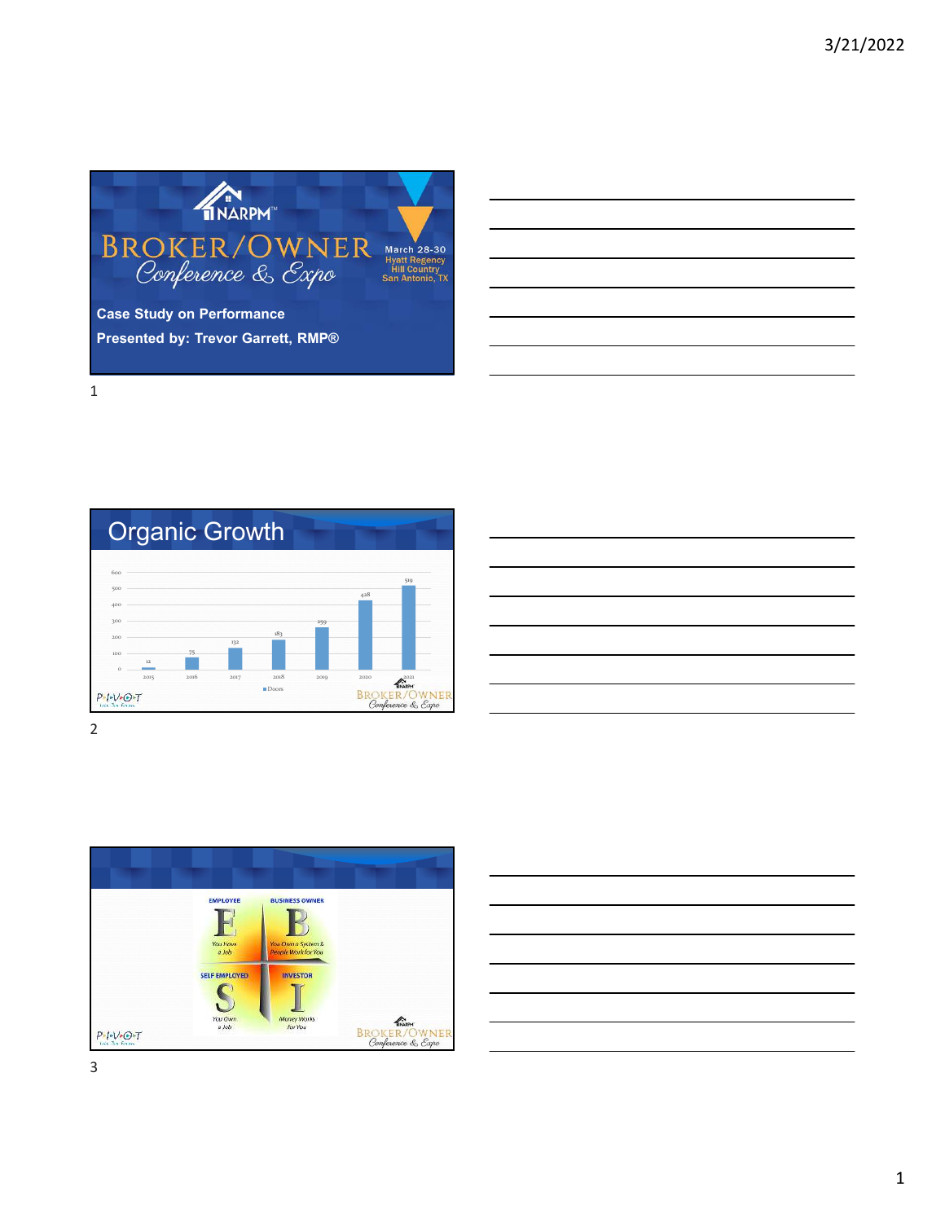NARPM™

# BROKER/OWNER Conference & Expo

March 28-30
Hyatt Regency Hill Country
San Antonio, TX

**Case Study on Performance**

**Presented by: Trevor Garrett, RMP®**

## Organic Growth

| Year | Doors |
| --- | --- |
| 2015 | 12 |
| 2016 | 75 |
| 2017 | 132 |
| 2018 | 183 |
| 2019 | 259 |
| 2020 | 428 |
| 2021 | 519 |

PIVOT

BROKER/OWNER Conference & Expo

| EMPLOYEE | BUSINESS OWNER |
| --- | --- |
| E — You Have a Job | B — You Own a System & People Work for You |
| **SELF EMPLOYED** | **INVESTOR** |
| S — You Own a Job | I — Money Works for You |

PIVOT

BROKER/OWNER Conference & Expo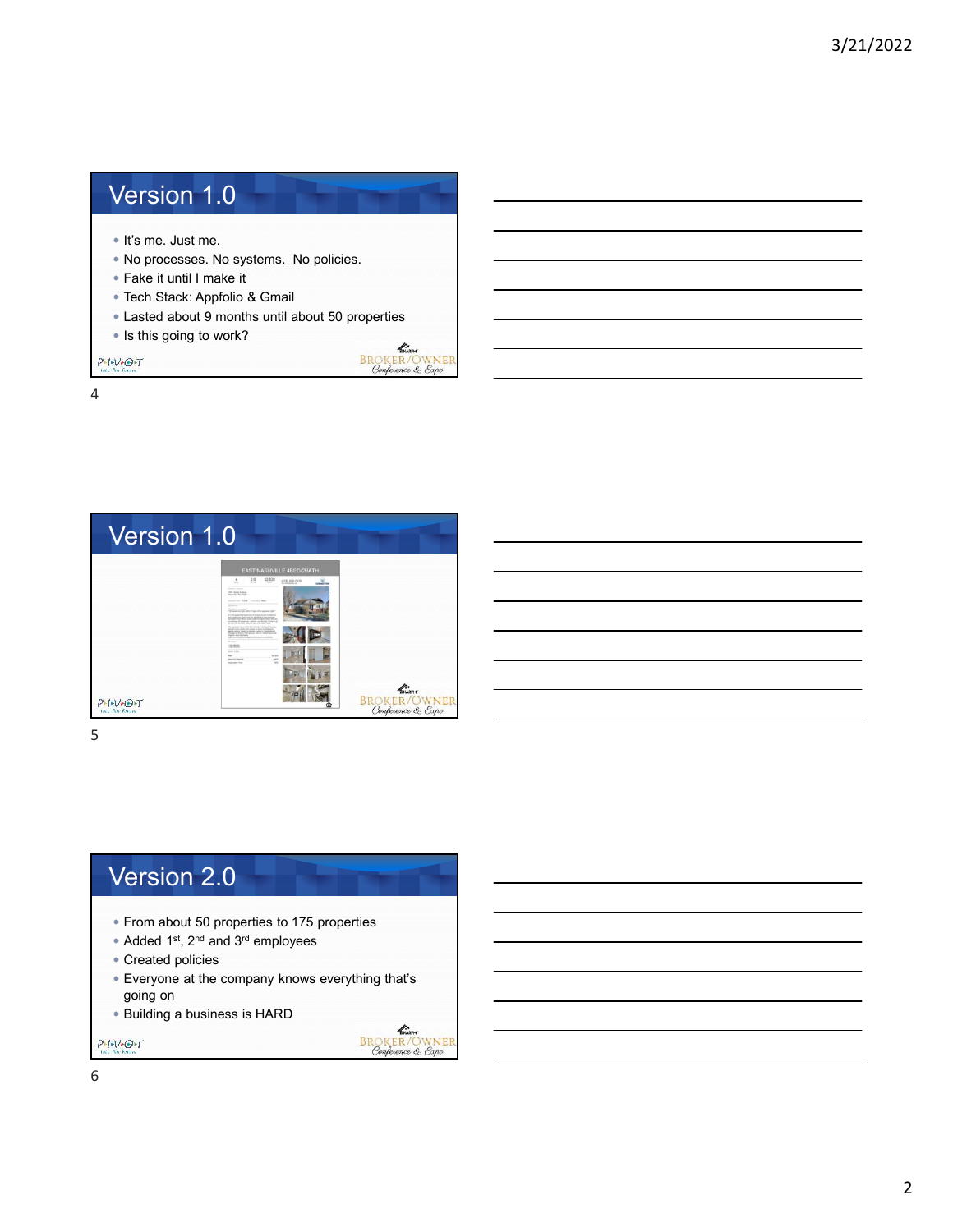## Version 1.0

- It's me. Just me.
- No processes. No systems. No policies.
- Fake it until I make it
- Tech Stack: Appfolio & Gmail
- Lasted about 9 months until about 50 properties
- Is this going to work?

## Version 1.0

EAST NASHVILLE 4BED/2BATH

## Version 2.0

- From about 50 properties to 175 properties
- Added 1st, 2nd and 3rd employees
- Created policies
- Everyone at the company knows everything that's going on
- Building a business is HARD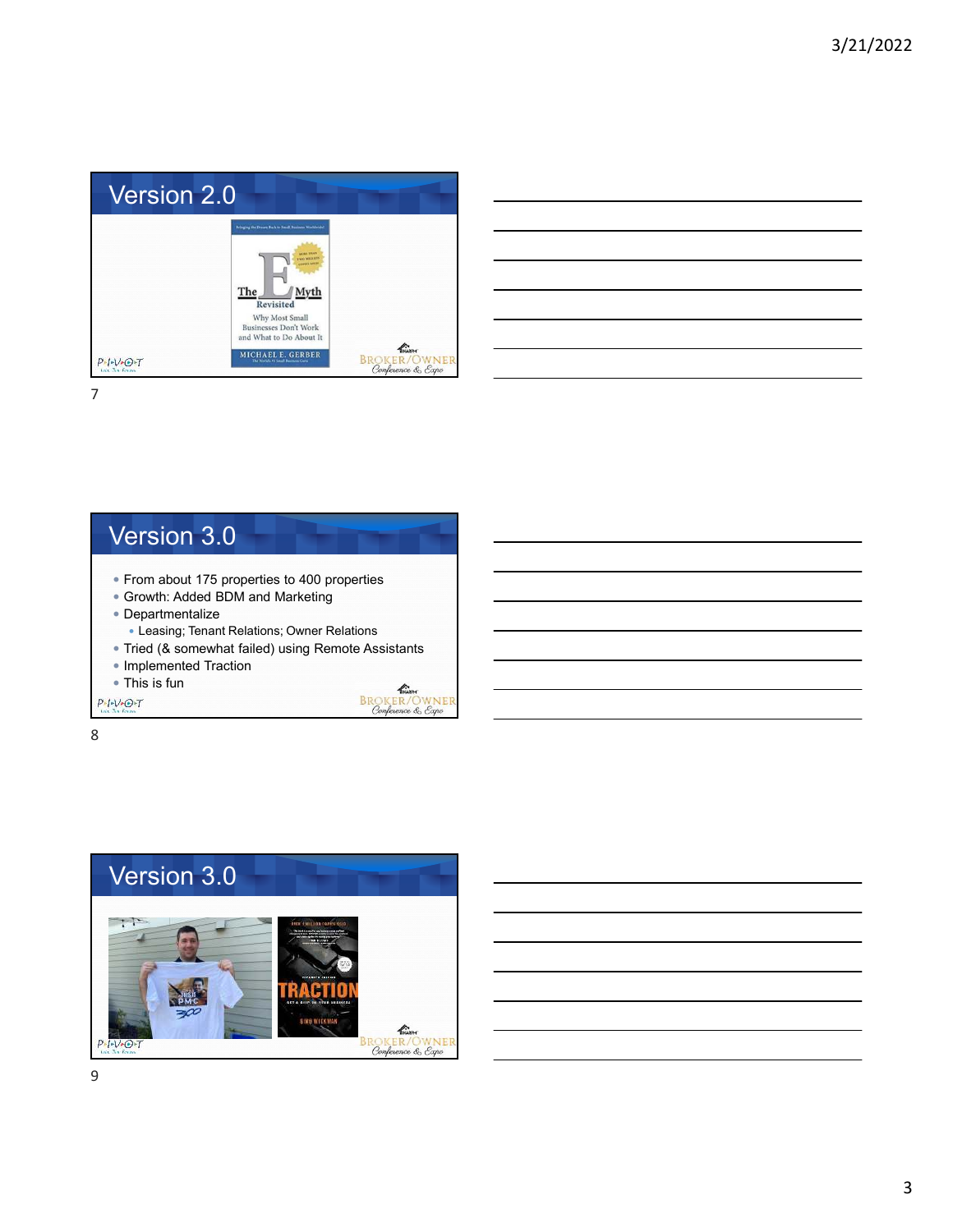## Version 2.0

## Version 3.0

- From about 175 properties to 400 properties
- Growth: Added BDM and Marketing
- Departmentalize
  - Leasing; Tenant Relations; Owner Relations
- Tried (& somewhat failed) using Remote Assistants
- Implemented Traction
- This is fun

## Version 3.0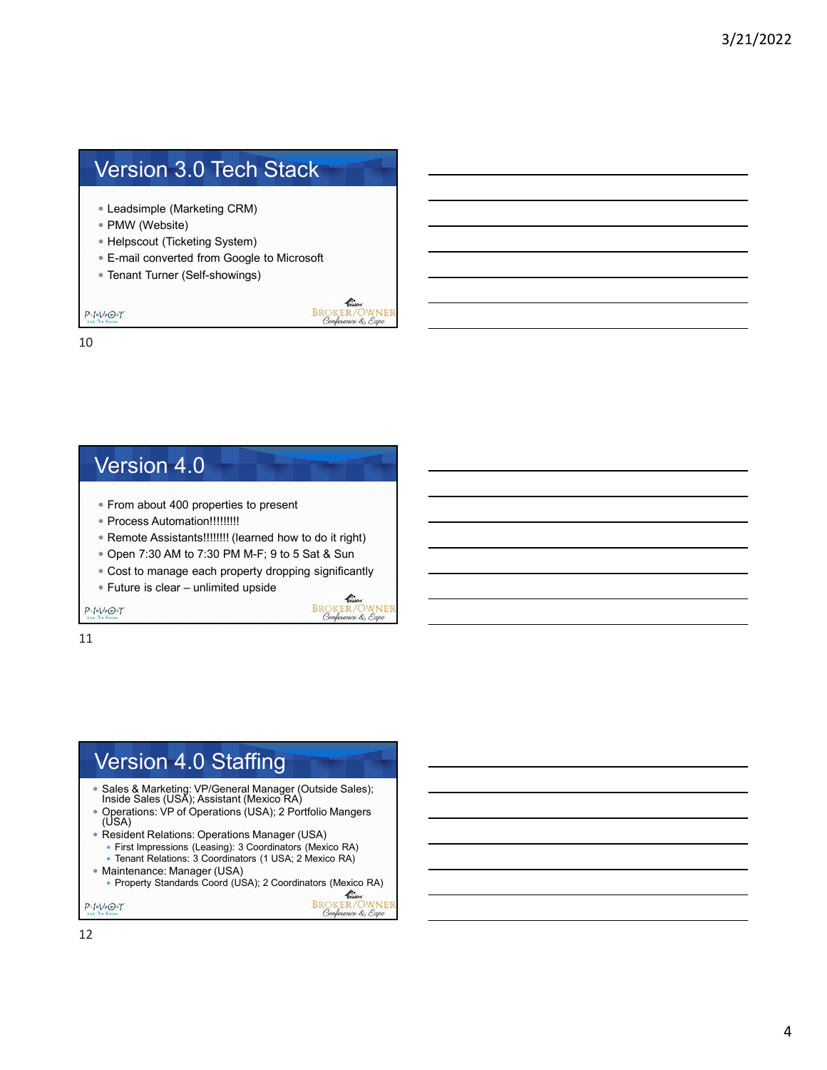## Version 3.0 Tech Stack

- Leadsimple (Marketing CRM)
- PMW (Website)
- Helpscout (Ticketing System)
- E-mail converted from Google to Microsoft
- Tenant Turner (Self-showings)

## Version 4.0

- From about 400 properties to present
- Process Automation!!!!!!!!!
- Remote Assistants!!!!!!!! (learned how to do it right)
- Open 7:30 AM to 7:30 PM M-F; 9 to 5 Sat & Sun
- Cost to manage each property dropping significantly
- Future is clear – unlimited upside

## Version 4.0 Staffing

- Sales & Marketing: VP/General Manager (Outside Sales); Inside Sales (USA); Assistant (Mexico RA)
- Operations: VP of Operations (USA); 2 Portfolio Mangers (USA)
- Resident Relations: Operations Manager (USA)
  - First Impressions (Leasing): 3 Coordinators (Mexico RA)
  - Tenant Relations: 3 Coordinators (1 USA; 2 Mexico RA)
- Maintenance: Manager (USA)
  - Property Standards Coord (USA); 2 Coordinators (Mexico RA)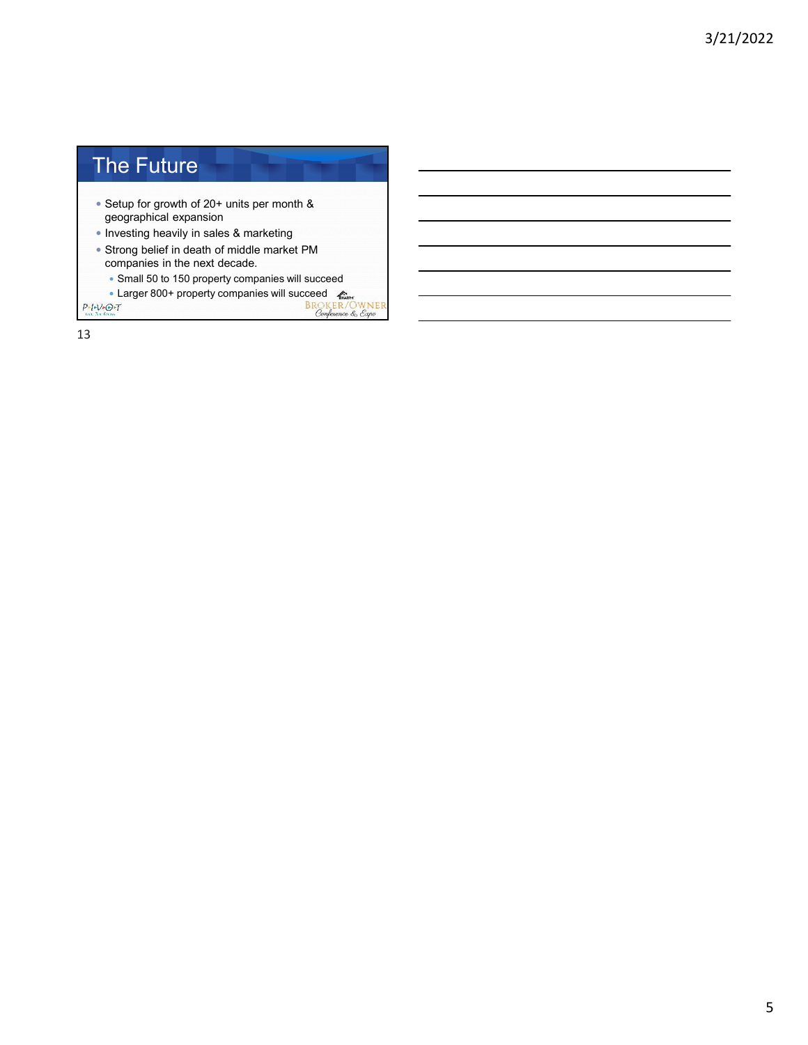## The Future

- Setup for growth of 20+ units per month & geographical expansion
- Investing heavily in sales & marketing
- Strong belief in death of middle market PM companies in the next decade.
  - Small 50 to 150 property companies will succeed
  - Larger 800+ property companies will succeed